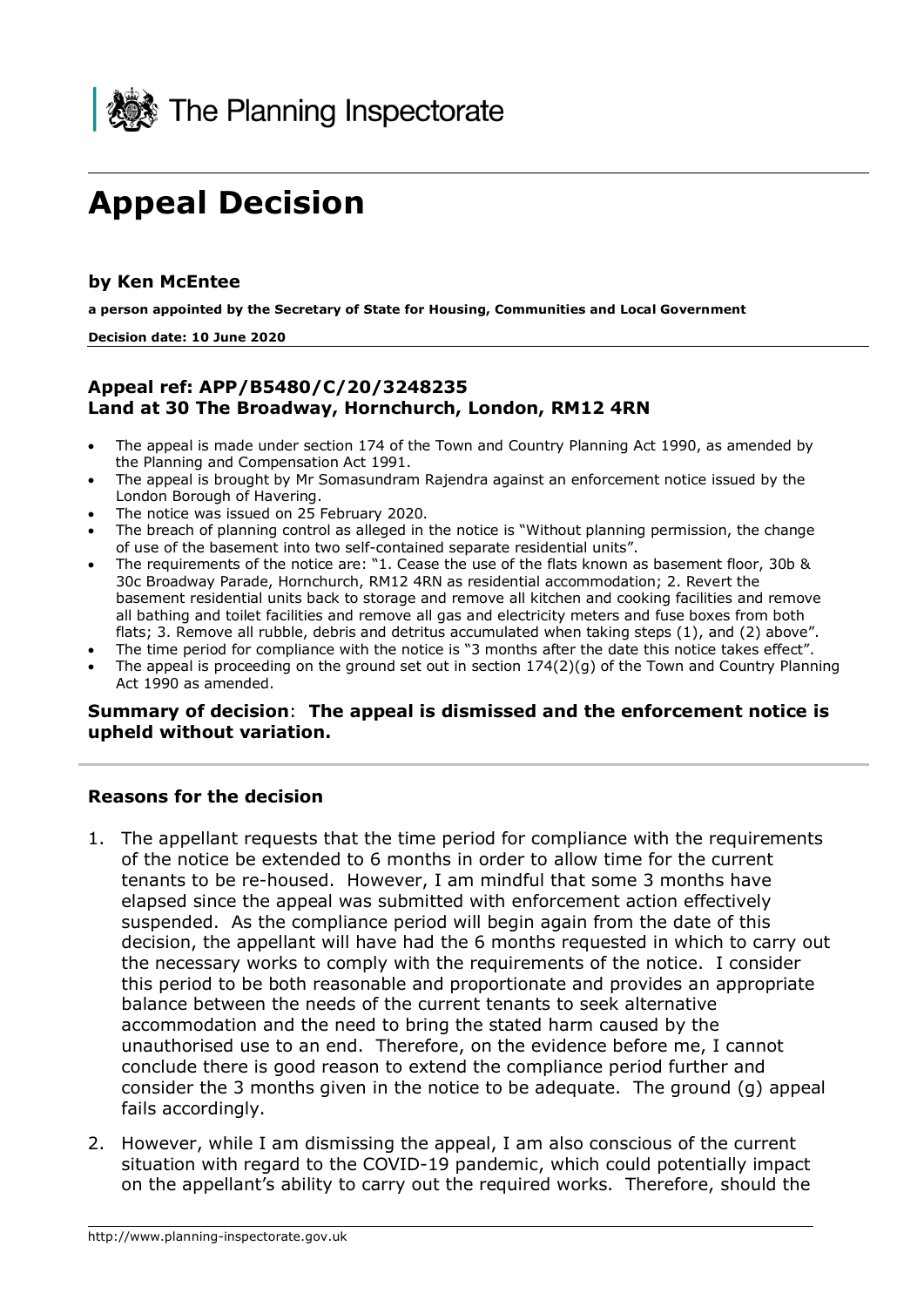The Planning Inspectorate

# Appeal Decision

### by Ken McEntee

**a person appointed by the Secretary of State for Housing, Communities and Local Government**

**Decision date: 10 June 2020**

### Appeal ref: APP/B5480/C/20/3248235
### Land at 30 The Broadway, Hornchurch, London, RM12 4RN

- The appeal is made under section 174 of the Town and Country Planning Act 1990, as amended by the Planning and Compensation Act 1991.
- The appeal is brought by Mr Somasundram Rajendra against an enforcement notice issued by the London Borough of Havering.
- The notice was issued on 25 February 2020.
- The breach of planning control as alleged in the notice is "Without planning permission, the change of use of the basement into two self-contained separate residential units".
- The requirements of the notice are: "1. Cease the use of the flats known as basement floor, 30b & 30c Broadway Parade, Hornchurch, RM12 4RN as residential accommodation; 2. Revert the basement residential units back to storage and remove all kitchen and cooking facilities and remove all bathing and toilet facilities and remove all gas and electricity meters and fuse boxes from both flats; 3. Remove all rubble, debris and detritus accumulated when taking steps (1), and (2) above".
- The time period for compliance with the notice is "3 months after the date this notice takes effect".
- The appeal is proceeding on the ground set out in section 174(2)(g) of the Town and Country Planning Act 1990 as amended.

**Summary of decision**: **The appeal is dismissed and the enforcement notice is upheld without variation.**

### Reasons for the decision

1. The appellant requests that the time period for compliance with the requirements of the notice be extended to 6 months in order to allow time for the current tenants to be re-housed. However, I am mindful that some 3 months have elapsed since the appeal was submitted with enforcement action effectively suspended. As the compliance period will begin again from the date of this decision, the appellant will have had the 6 months requested in which to carry out the necessary works to comply with the requirements of the notice. I consider this period to be both reasonable and proportionate and provides an appropriate balance between the needs of the current tenants to seek alternative accommodation and the need to bring the stated harm caused by the unauthorised use to an end. Therefore, on the evidence before me, I cannot conclude there is good reason to extend the compliance period further and consider the 3 months given in the notice to be adequate. The ground (g) appeal fails accordingly.

2. However, while I am dismissing the appeal, I am also conscious of the current situation with regard to the COVID-19 pandemic, which could potentially impact on the appellant's ability to carry out the required works. Therefore, should the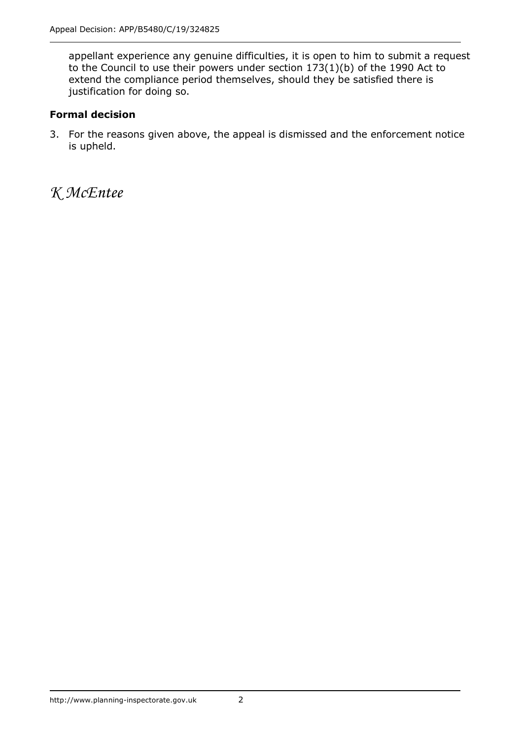appellant experience any genuine difficulties, it is open to him to submit a request to the Council to use their powers under section 173(1)(b) of the 1990 Act to extend the compliance period themselves, should they be satisfied there is justification for doing so.

### Formal decision

3. For the reasons given above, the appeal is dismissed and the enforcement notice is upheld.

*K McEntee*